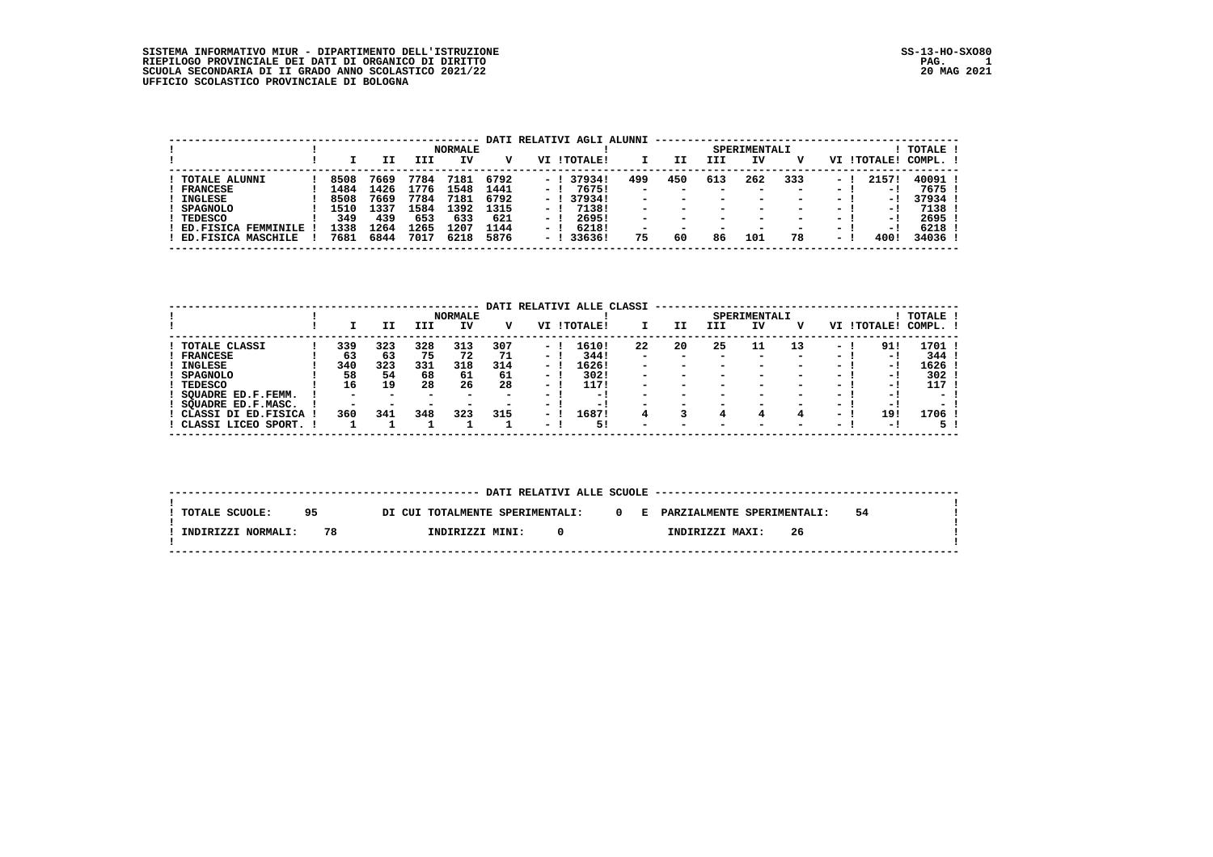SISTEMA INFORMATIVO MIUR - DIPARTIMENTO DELL'ISTRUZIONE
RIEPILOGO PROVINCIALE DEI DATI DI ORGANICO DI DIRITTO
SCUOLA SECONDARIA DI II GRADO ANNO SCOLASTICO 2021/22
UFFICIO SCOLASTICO PROVINCIALE DI BOLOGNA

SS-13-HO-SXO80
20 MAG 2021

## DATI RELATIVI AGLI ALUNNI

| | NORMALE I | II | III | IV | V | VI | TOTALE | SPERIMENTALI I | II | III | IV | V | VI | TOTALE | TOTALE COMPL. |
|---|---|---|---|---|---|---|---|---|---|---|---|---|---|---|---|
| TOTALE ALUNNI | 8508 | 7669 | 7784 | 7181 | 6792 | - | 37934 | 499 | 450 | 613 | 262 | 333 | - | 2157 | 40091 |
| FRANCESE | 1484 | 1426 | 1776 | 1548 | 1441 | - | 7675 | - | - | - | - | - | - | - | 7675 |
| INGLESE | 8508 | 7669 | 7784 | 7181 | 6792 | - | 37934 | - | - | - | - | - | - | - | 37934 |
| SPAGNOLO | 1510 | 1337 | 1584 | 1392 | 1315 | - | 7138 | - | - | - | - | - | - | - | 7138 |
| TEDESCO | 349 | 439 | 653 | 633 | 621 | - | 2695 | - | - | - | - | - | - | - | 2695 |
| ED.FISICA FEMMINILE | 1338 | 1264 | 1265 | 1207 | 1144 | - | 6218 | - | - | - | - | - | - | - | 6218 |
| ED.FISICA MASCHILE | 7681 | 6844 | 7017 | 6218 | 5876 | - | 33636 | 75 | 60 | 86 | 101 | 78 | - | 400 | 34036 |

## DATI RELATIVI ALLE CLASSI

| | NORMALE I | II | III | IV | V | VI | TOTALE | SPERIMENTALI I | II | III | IV | V | VI | TOTALE | TOTALE COMPL. |
|---|---|---|---|---|---|---|---|---|---|---|---|---|---|---|---|
| TOTALE CLASSI | 339 | 323 | 328 | 313 | 307 | - | 1610 | 22 | 20 | 25 | 11 | 13 | - | 91 | 1701 |
| FRANCESE | 63 | 63 | 75 | 72 | 71 | - | 344 | - | - | - | - | - | - | - | 344 |
| INGLESE | 340 | 323 | 331 | 318 | 314 | - | 1626 | - | - | - | - | - | - | - | 1626 |
| SPAGNOLO | 58 | 54 | 68 | 61 | 61 | - | 302 | - | - | - | - | - | - | - | 302 |
| TEDESCO | 16 | 19 | 28 | 26 | 28 | - | 117 | - | - | - | - | - | - | - | 117 |
| SQUADRE ED.F.FEMM. | - | - | - | - | - | - | - | - | - | - | - | - | - | - | - |
| SQUADRE ED.F.MASC. | - | - | - | - | - | - | - | - | - | - | - | - | - | - | - |
| CLASSI DI ED.FISICA | 360 | 341 | 348 | 323 | 315 | - | 1687 | 4 | 3 | 4 | 4 | 4 | - | 19 | 1706 |
| CLASSI LICEO SPORT. | 1 | 1 | 1 | 1 | 1 | - | 5 | - | - | - | - | - | - | - | 5 |

## DATI RELATIVI ALLE SCUOLE

TOTALE SCUOLE: 95 DI CUI TOTALMENTE SPERIMENTALI: 0 E PARZIALMENTE SPERIMENTALI: 54

INDIRIZZI NORMALI: 78 INDIRIZZI MINI: 0 INDIRIZZI MAXI: 26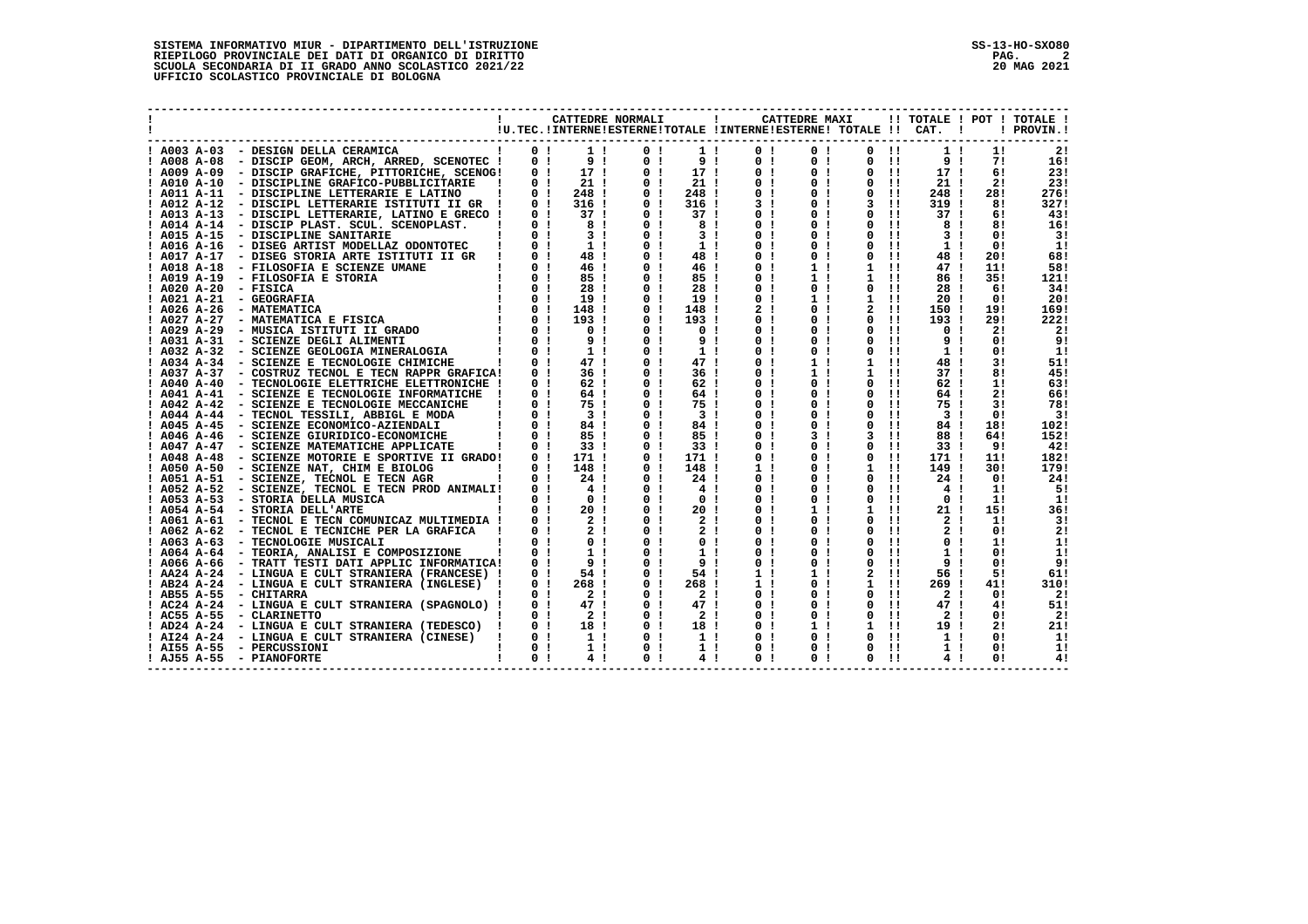SISTEMA INFORMATIVO MIUR - DIPARTIMENTO DELL'ISTRUZIONE
RIEPILOGO PROVINCIALE DEI DATI DI ORGANICO DI DIRITTO
SCUOLA SECONDARIA DI II GRADO ANNO SCOLASTICO 2021/22
UFFICIO SCOLASTICO PROVINCIALE DI BOLOGNA

SS-13-HO-SXO80
20 MAG 2021

| | | CATTEDRE NORMALI | | | | CATTEDRE MAXI | | | TOTALE CAT. | POT | TOTALE PROVIN. |
|---|---|---|---|---|---|---|---|---|---|---|---|
| | | U.TEC. | INTERNE | ESTERNE | TOTALE | INTERNE | ESTERNE | TOTALE | | | |
| A003 A-03 | - DESIGN DELLA CERAMICA | 0 | 1 | 0 | 1 | 0 | 0 | 0 | 1 | 1 | 2 |
| A008 A-08 | - DISCIP GEOM, ARCH, ARRED, SCENOTEC | 0 | 9 | 0 | 9 | 0 | 0 | 0 | 9 | 7 | 16 |
| A009 A-09 | - DISCIP GRAFICHE, PITTORICHE, SCENOG | 0 | 17 | 0 | 17 | 0 | 0 | 0 | 17 | 6 | 23 |
| A010 A-10 | - DISCIPLINE GRAFICO-PUBBLICITARIE | 0 | 21 | 0 | 21 | 0 | 0 | 0 | 21 | 2 | 23 |
| A011 A-11 | - DISCIPLINE LETTERARIE E LATINO | 0 | 248 | 0 | 248 | 0 | 0 | 0 | 248 | 28 | 276 |
| A012 A-12 | - DISCIPL LETTERARIE ISTITUTI II GR | 0 | 316 | 0 | 316 | 3 | 0 | 3 | 319 | 8 | 327 |
| A013 A-13 | - DISCIPL LETTERARIE, LATINO E GRECO | 0 | 37 | 0 | 37 | 0 | 0 | 0 | 37 | 6 | 43 |
| A014 A-14 | - DISCIP PLAST. SCUL. SCENOPLAST. | 0 | 8 | 0 | 8 | 0 | 0 | 0 | 8 | 8 | 16 |
| A015 A-15 | - DISCIPLINE SANITARIE | 0 | 3 | 0 | 3 | 0 | 0 | 0 | 3 | 0 | 3 |
| A016 A-16 | - DISEG ARTIST MODELLAZ ODONTOTEC | 0 | 1 | 0 | 1 | 0 | 0 | 0 | 1 | 0 | 1 |
| A017 A-17 | - DISEG STORIA ARTE ISTITUTI II GR | 0 | 48 | 0 | 48 | 0 | 0 | 0 | 48 | 20 | 68 |
| A018 A-18 | - FILOSOFIA E SCIENZE UMANE | 0 | 46 | 0 | 46 | 0 | 1 | 1 | 47 | 11 | 58 |
| A019 A-19 | - FILOSOFIA E STORIA | 0 | 85 | 0 | 85 | 0 | 1 | 1 | 86 | 35 | 121 |
| A020 A-20 | - FISICA | 0 | 28 | 0 | 28 | 0 | 0 | 0 | 28 | 6 | 34 |
| A021 A-21 | - GEOGRAFIA | 0 | 19 | 0 | 19 | 0 | 1 | 1 | 20 | 0 | 20 |
| A026 A-26 | - MATEMATICA | 0 | 148 | 0 | 148 | 2 | 0 | 2 | 150 | 19 | 169 |
| A027 A-27 | - MATEMATICA E FISICA | 0 | 193 | 0 | 193 | 0 | 0 | 0 | 193 | 29 | 222 |
| A029 A-29 | - MUSICA ISTITUTI II GRADO | 0 | 0 | 0 | 0 | 0 | 0 | 0 | 0 | 2 | 2 |
| A031 A-31 | - SCIENZE DEGLI ALIMENTI | 0 | 9 | 0 | 9 | 0 | 0 | 0 | 9 | 0 | 9 |
| A032 A-32 | - SCIENZE GEOLOGIA MINERALOGIA | 0 | 1 | 0 | 1 | 0 | 0 | 0 | 1 | 0 | 1 |
| A034 A-34 | - SCIENZE E TECNOLOGIE CHIMICHE | 0 | 47 | 0 | 47 | 0 | 1 | 1 | 48 | 3 | 51 |
| A037 A-37 | - COSTRUZ TECNOL E TECN RAPPR GRAFICA | 0 | 36 | 0 | 36 | 0 | 1 | 1 | 37 | 8 | 45 |
| A040 A-40 | - TECNOLOGIE ELETTRICHE ELETTRONICHE | 0 | 62 | 0 | 62 | 0 | 0 | 0 | 62 | 1 | 63 |
| A041 A-41 | - SCIENZE E TECNOLOGIE INFORMATICHE | 0 | 64 | 0 | 64 | 0 | 0 | 0 | 64 | 2 | 66 |
| A042 A-42 | - SCIENZE E TECNOLOGIE MECCANICHE | 0 | 75 | 0 | 75 | 0 | 0 | 0 | 75 | 3 | 78 |
| A044 A-44 | - TECNOL TESSILI, ABBIGL E MODA | 0 | 3 | 0 | 3 | 0 | 0 | 0 | 3 | 0 | 3 |
| A045 A-45 | - SCIENZE ECONOMICO-AZIENDALI | 0 | 84 | 0 | 84 | 0 | 0 | 0 | 84 | 18 | 102 |
| A046 A-46 | - SCIENZE GIURIDICO-ECONOMICHE | 0 | 85 | 0 | 85 | 0 | 3 | 3 | 88 | 64 | 152 |
| A047 A-47 | - SCIENZE MATEMATICHE APPLICATE | 0 | 33 | 0 | 33 | 0 | 0 | 0 | 33 | 9 | 42 |
| A048 A-48 | - SCIENZE MOTORIE E SPORTIVE II GRADO | 0 | 171 | 0 | 171 | 0 | 0 | 0 | 171 | 11 | 182 |
| A050 A-50 | - SCIENZE NAT, CHIM E BIOLOG | 0 | 148 | 0 | 148 | 1 | 0 | 1 | 149 | 30 | 179 |
| A051 A-51 | - SCIENZE, TECNOL E TECN AGR | 0 | 24 | 0 | 24 | 0 | 0 | 0 | 24 | 0 | 24 |
| A052 A-52 | - SCIENZE, TECNOL E TECN PROD ANIMALI | 0 | 4 | 0 | 4 | 0 | 0 | 0 | 4 | 1 | 5 |
| A053 A-53 | - STORIA DELLA MUSICA | 0 | 0 | 0 | 0 | 0 | 0 | 0 | 0 | 1 | 1 |
| A054 A-54 | - STORIA DELL'ARTE | 0 | 20 | 0 | 20 | 0 | 1 | 1 | 21 | 15 | 36 |
| A061 A-61 | - TECNOL E TECN COMUNICAZ MULTIMEDIA | 0 | 2 | 0 | 2 | 0 | 0 | 0 | 2 | 1 | 3 |
| A062 A-62 | - TECNOL E TECNICHE PER LA GRAFICA | 0 | 2 | 0 | 2 | 0 | 0 | 0 | 2 | 0 | 2 |
| A063 A-63 | - TECNOLOGIE MUSICALI | 0 | 0 | 0 | 0 | 0 | 0 | 0 | 0 | 1 | 1 |
| A064 A-64 | - TEORIA, ANALISI E COMPOSIZIONE | 0 | 1 | 0 | 1 | 0 | 0 | 0 | 1 | 0 | 1 |
| A066 A-66 | - TRATT TESTI DATI APPLIC INFORMATICA | 0 | 9 | 0 | 9 | 0 | 0 | 0 | 9 | 0 | 9 |
| AA24 A-24 | - LINGUA E CULT STRANIERA (FRANCESE) | 0 | 54 | 0 | 54 | 1 | 1 | 2 | 56 | 5 | 61 |
| AB24 A-24 | - LINGUA E CULT STRANIERA (INGLESE) | 0 | 268 | 0 | 268 | 1 | 0 | 1 | 269 | 41 | 310 |
| AB55 A-55 | - CHITARRA | 0 | 2 | 0 | 2 | 0 | 0 | 0 | 2 | 0 | 2 |
| AC24 A-24 | - LINGUA E CULT STRANIERA (SPAGNOLO) | 0 | 47 | 0 | 47 | 0 | 0 | 0 | 47 | 4 | 51 |
| AC55 A-55 | - CLARINETTO | 0 | 2 | 0 | 2 | 0 | 0 | 0 | 2 | 0 | 2 |
| AD24 A-24 | - LINGUA E CULT STRANIERA (TEDESCO) | 0 | 18 | 0 | 18 | 0 | 1 | 1 | 19 | 2 | 21 |
| AI24 A-24 | - LINGUA E CULT STRANIERA (CINESE) | 0 | 1 | 0 | 1 | 0 | 0 | 0 | 1 | 0 | 1 |
| AI55 A-55 | - PERCUSSIONI | 0 | 1 | 0 | 1 | 0 | 0 | 0 | 1 | 0 | 1 |
| AJ55 A-55 | - PIANOFORTE | 0 | 4 | 0 | 4 | 0 | 0 | 0 | 4 | 0 | 4 |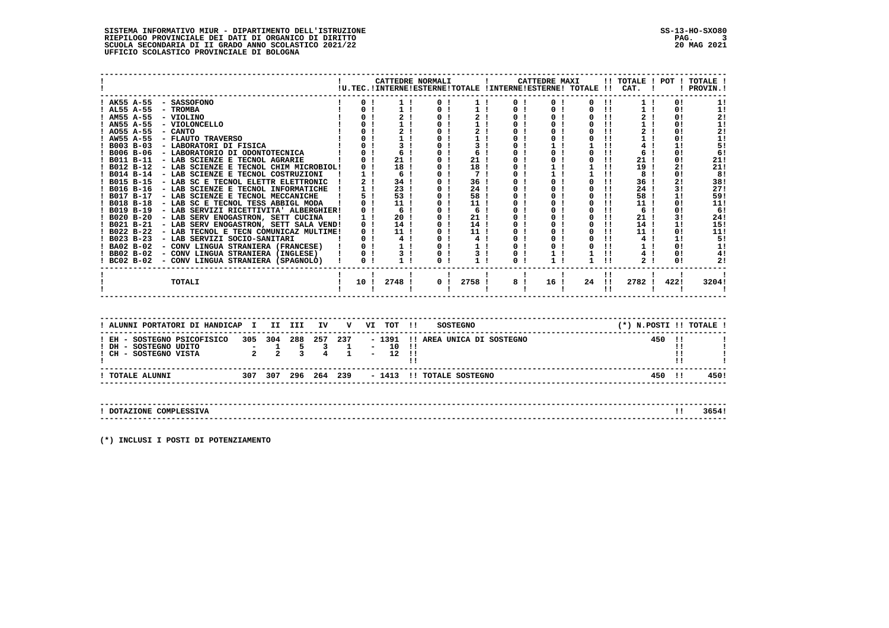SISTEMA INFORMATIVO MIUR - DIPARTIMENTO DELL'ISTRUZIONE
RIEPILOGO PROVINCIALE DEI DATI DI ORGANICO DI DIRITTO
SCUOLA SECONDARIA DI II GRADO ANNO SCOLASTICO 2021/22
UFFICIO SCOLASTICO PROVINCIALE DI BOLOGNA

SS-13-HO-SXO80
20 MAG 2021

| | CATTEDRE NORMALI U.TEC. | INTERNE | ESTERNE | TOTALE | CATTEDRE MAXI INTERNE | ESTERNE | TOTALE | TOTALE CAT. | POT | TOTALE PROVIN. |
|---|---|---|---|---|---|---|---|---|---|---|
| AK55 A-55 - SASSOFONO | 0 | 1 | 0 | 1 | 0 | 0 | 0 | 1 | 0 | 1 |
| AL55 A-55 - TROMBA | 0 | 1 | 0 | 1 | 0 | 0 | 0 | 1 | 0 | 1 |
| AM55 A-55 - VIOLINO | 0 | 2 | 0 | 2 | 0 | 0 | 0 | 2 | 0 | 2 |
| AN55 A-55 - VIOLONCELLO | 0 | 1 | 0 | 1 | 0 | 0 | 0 | 1 | 0 | 1 |
| AO55 A-55 - CANTO | 0 | 2 | 0 | 2 | 0 | 0 | 0 | 2 | 0 | 2 |
| AW55 A-55 - FLAUTO TRAVERSO | 0 | 1 | 0 | 1 | 0 | 0 | 0 | 1 | 0 | 1 |
| B003 B-03 - LABORATORI DI FISICA | 0 | 3 | 0 | 3 | 0 | 1 | 1 | 4 | 1 | 5 |
| B006 B-06 - LABORATORIO DI ODONTOTECNICA | 0 | 6 | 0 | 6 | 0 | 0 | 0 | 6 | 0 | 6 |
| B011 B-11 - LAB SCIENZE E TECNOL AGRARIE | 0 | 21 | 0 | 21 | 0 | 0 | 0 | 21 | 0 | 21 |
| B012 B-12 - LAB SCIENZE E TECNOL CHIM MICROBIOL | 0 | 18 | 0 | 18 | 0 | 1 | 1 | 19 | 2 | 21 |
| B014 B-14 - LAB SCIENZE E TECNOL COSTRUZIONI | 1 | 6 | 0 | 7 | 0 | 1 | 1 | 8 | 0 | 8 |
| B015 B-15 - LAB SC E TECNOL ELETTR ELETTRONIC | 2 | 34 | 0 | 36 | 0 | 0 | 0 | 36 | 2 | 38 |
| B016 B-16 - LAB SCIENZE E TECNOL INFORMATICHE | 1 | 23 | 0 | 24 | 0 | 0 | 0 | 24 | 3 | 27 |
| B017 B-17 - LAB SCIENZE E TECNOL MECCANICHE | 5 | 53 | 0 | 58 | 0 | 0 | 0 | 58 | 1 | 59 |
| B018 B-18 - LAB SC E TECNOL TESS ABBIGL MODA | 0 | 11 | 0 | 11 | 0 | 0 | 0 | 11 | 0 | 11 |
| B019 B-19 - LAB SERVIZI RICETTIVITA' ALBERGHIER | 0 | 6 | 0 | 6 | 0 | 0 | 0 | 6 | 0 | 6 |
| B020 B-20 - LAB SERV ENOGASTRON, SETT CUCINA | 1 | 20 | 0 | 21 | 0 | 0 | 0 | 21 | 3 | 24 |
| B021 B-21 - LAB SERV ENOGASTRON, SETT SALA VEND | 0 | 14 | 0 | 14 | 0 | 0 | 0 | 14 | 1 | 15 |
| B022 B-22 - LAB TECNOL E TECN COMUNICAZ MULTIME | 0 | 11 | 0 | 11 | 0 | 0 | 0 | 11 | 0 | 11 |
| B023 B-23 - LAB SERVIZI SOCIO-SANITARI | 0 | 4 | 0 | 4 | 0 | 0 | 0 | 4 | 1 | 5 |
| BA02 B-02 - CONV LINGUA STRANIERA (FRANCESE) | 0 | 1 | 0 | 1 | 0 | 0 | 0 | 1 | 0 | 1 |
| BB02 B-02 - CONV LINGUA STRANIERA (INGLESE) | 0 | 3 | 0 | 3 | 0 | 1 | 1 | 4 | 0 | 4 |
| BC02 B-02 - CONV LINGUA STRANIERA (SPAGNOLO) | 0 | 1 | 0 | 1 | 0 | 1 | 1 | 2 | 0 | 2 |
| TOTALI | 10 | 2748 | 0 | 2758 | 8 | 16 | 24 | 2782 | 422 | 3204 |

| ALUNNI PORTATORI DI HANDICAP | I | II | III | IV | V | VI | TOT | SOSTEGNO | (*) N.POSTI | TOTALE |
|---|---|---|---|---|---|---|---|---|---|---|
| EH - SOSTEGNO PSICOFISICO | 305 | 304 | 288 | 257 | 237 | - | 1391 | AREA UNICA DI SOSTEGNO | 450 | |
| DH - SOSTEGNO UDITO | - | 1 | 5 | 3 | 1 | - | 10 | | | |
| CH - SOSTEGNO VISTA | 2 | 2 | 3 | 4 | 1 | - | 12 | | | |
| TOTALE ALUNNI | 307 | 307 | 296 | 264 | 239 | - | 1413 | TOTALE SOSTEGNO | 450 | 450 |

| | |
|---|---|
| DOTAZIONE COMPLESSIVA | 3654 |

(*) INCLUSI I POSTI DI POTENZIAMENTO